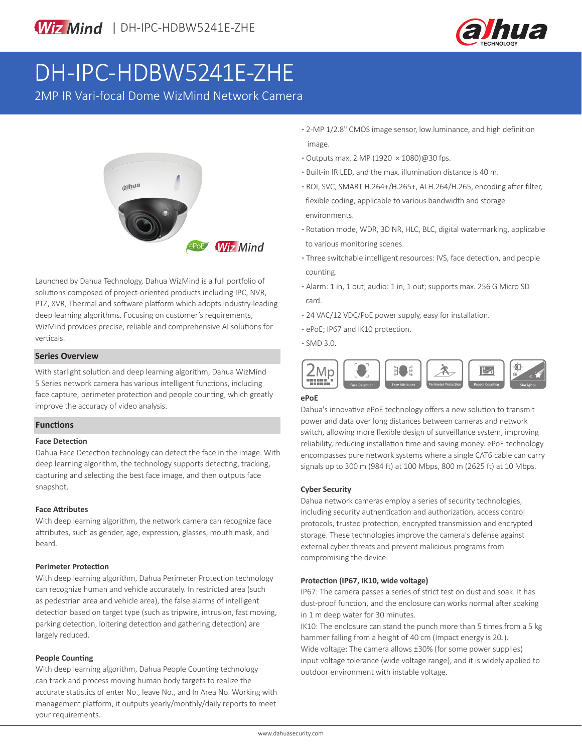# DH-IPC-HDBW5241E-ZHE

2MP IR Vari-focal Dome WizMind Network Camera

Launched by Dahua Technology, Dahua WizMind is a full portfolio of solutions composed of project-oriented products including IPC, NVR, PTZ, XVR, Thermal and software platform which adopts industry-leading deep learning algorithms. Focusing on customer's requirements, WizMind provides precise, reliable and comprehensive AI solutions for verticals.

## Series Overview

With starlight solution and deep learning algorithm, Dahua WizMind 5 Series network camera has various intelligent functions, including face capture, perimeter protection and people counting, which greatly improve the accuracy of video analysis.

## Functions

### Face Detection

Dahua Face Detection technology can detect the face in the image. With deep learning algorithm, the technology supports detecting, tracking, capturing and selecting the best face image, and then outputs face snapshot.

### Face Attributes

With deep learning algorithm, the network camera can recognize face attributes, such as gender, age, expression, glasses, mouth mask, and beard.

### Perimeter Protection

With deep learning algorithm, Dahua Perimeter Protection technology can recognize human and vehicle accurately. In restricted area (such as pedestrian area and vehicle area), the false alarms of intelligent detection based on target type (such as tripwire, intrusion, fast moving, parking detection, loitering detection and gathering detection) are largely reduced.

### People Counting

With deep learning algorithm, Dahua People Counting technology can track and process moving human body targets to realize the accurate statistics of enter No., leave No., and In Area No. Working with management platform, it outputs yearly/monthly/daily reports to meet your requirements.

- 2-MP 1/2.8" CMOS image sensor, low luminance, and high definition image.
- Outputs max. 2 MP (1920 × 1080)@30 fps.
- Built-in IR LED, and the max. illumination distance is 40 m.
- ROI, SVC, SMART H.264+/H.265+, AI H.264/H.265, encoding after filter, flexible coding, applicable to various bandwidth and storage environments.
- Rotation mode, WDR, 3D NR, HLC, BLC, digital watermarking, applicable to various monitoring scenes.
- Three switchable intelligent resources: IVS, face detection, and people counting.
- Alarm: 1 in, 1 out; audio: 1 in, 1 out; supports max. 256 G Micro SD card.
- 24 VAC/12 VDC/PoE power supply, easy for installation.
- ePoE; IP67 and IK10 protection.
- SMD 3.0.

2Mp | Face Detection | Face Attributes | Perimeter Protection | People Counting | Starlight+

### ePoE

Dahua's innovative ePoE technology offers a new solution to transmit power and data over long distances between cameras and network switch, allowing more flexible design of surveillance system, improving reliability, reducing installation time and saving money. ePoE technology encompasses pure network systems where a single CAT6 cable can carry signals up to 300 m (984 ft) at 100 Mbps, 800 m (2625 ft) at 10 Mbps.

### Cyber Security

Dahua network cameras employ a series of security technologies, including security authentication and authorization, access control protocols, trusted protection, encrypted transmission and encrypted storage. These technologies improve the camera's defense against external cyber threats and prevent malicious programs from compromising the device.

### Protection (IP67, IK10, wide voltage)

IP67: The camera passes a series of strict test on dust and soak. It has dust-proof function, and the enclosure can works normal after soaking in 1 m deep water for 30 minutes.

IK10: The enclosure can stand the punch more than 5 times from a 5 kg hammer falling from a height of 40 cm (Impact energy is 20J).

Wide voltage: The camera allows ±30% (for some power supplies) input voltage tolerance (wide voltage range), and it is widely applied to outdoor environment with instable voltage.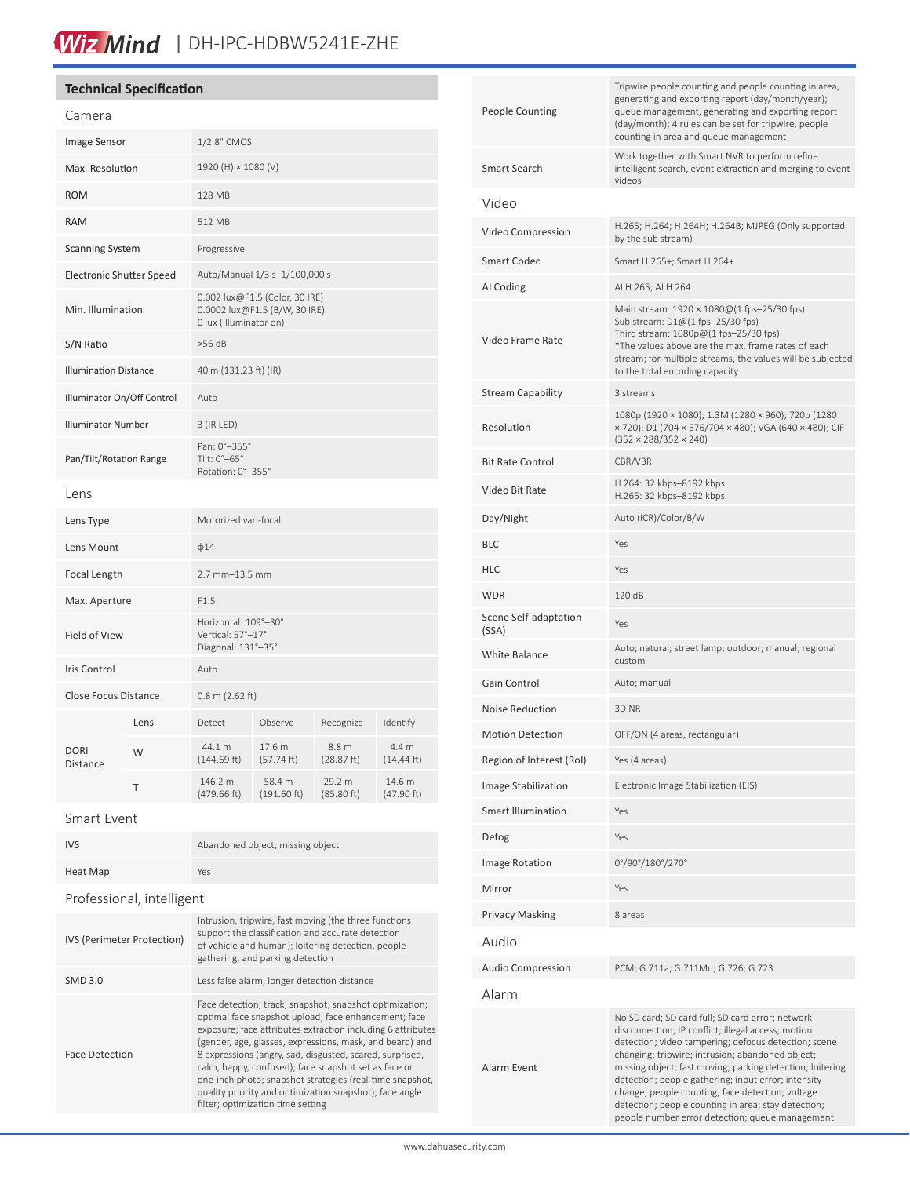## Technical Specification

### Camera

| | |
|---|---|
| Image Sensor | 1/2.8" CMOS |
| Max. Resolution | 1920 (H) × 1080 (V) |
| ROM | 128 MB |
| RAM | 512 MB |
| Scanning System | Progressive |
| Electronic Shutter Speed | Auto/Manual 1/3 s–1/100,000 s |
| Min. Illumination | 0.002 lux@F1.5 (Color, 30 IRE)<br>0.0002 lux@F1.5 (B/W, 30 IRE)<br>0 lux (Illuminator on) |
| S/N Ratio | >56 dB |
| Illumination Distance | 40 m (131.23 ft) (IR) |
| Illuminator On/Off Control | Auto |
| Illuminator Number | 3 (IR LED) |
| Pan/Tilt/Rotation Range | Pan: 0°–355°<br>Tilt: 0°–65°<br>Rotation: 0°–355° |

### Lens

| | |
|---|---|
| Lens Type | Motorized vari-focal |
| Lens Mount | ϕ14 |
| Focal Length | 2.7 mm–13.5 mm |
| Max. Aperture | F1.5 |
| Field of View | Horizontal: 109°–30°<br>Vertical: 57°–17°<br>Diagonal: 131°–35° |
| Iris Control | Auto |
| Close Focus Distance | 0.8 m (2.62 ft) |

| DORI Distance | Lens | Detect | Observe | Recognize | Identify |
|---|---|---|---|---|---|
| | W | 44.1 m (144.69 ft) | 17.6 m (57.74 ft) | 8.8 m (28.87 ft) | 4.4 m (14.44 ft) |
| | T | 146.2 m (479.66 ft) | 58.4 m (191.60 ft) | 29.2 m (85.80 ft) | 14.6 m (47.90 ft) |

### Smart Event

| | |
|---|---|
| IVS | Abandoned object; missing object |
| Heat Map | Yes |

### Professional, intelligent

| | |
|---|---|
| IVS (Perimeter Protection) | Intrusion, tripwire, fast moving (the three functions support the classification and accurate detection of vehicle and human); loitering detection, people gathering, and parking detection |
| SMD 3.0 | Less false alarm, longer detection distance |
| Face Detection | Face detection; track; snapshot; snapshot optimization; optimal face snapshot upload; face enhancement; face exposure; face attributes extraction including 6 attributes (gender, age, glasses, expressions, mask, and beard) and 8 expressions (angry, sad, disgusted, scared, surprised, calm, happy, confused); face snapshot set as face or one-inch photo; snapshot strategies (real-time snapshot, quality priority and optimization snapshot); face angle filter; optimization time setting |
| People Counting | Tripwire people counting and people counting in area, generating and exporting report (day/month/year); queue management, generating and exporting report (day/month); 4 rules can be set for tripwire, people counting in area and queue management |
| Smart Search | Work together with Smart NVR to perform refine intelligent search, event extraction and merging to event videos |

### Video

| | |
|---|---|
| Video Compression | H.265; H.264; H.264H; H.264B; MJPEG (Only supported by the sub stream) |
| Smart Codec | Smart H.265+; Smart H.264+ |
| AI Coding | AI H.265; AI H.264 |
| Video Frame Rate | Main stream: 1920 × 1080@(1 fps–25/30 fps)<br>Sub stream: D1@(1 fps–25/30 fps)<br>Third stream: 1080p@(1 fps–25/30 fps)<br>*The values above are the max. frame rates of each stream; for multiple streams, the values will be subjected to the total encoding capacity. |
| Stream Capability | 3 streams |
| Resolution | 1080p (1920 × 1080); 1.3M (1280 × 960); 720p (1280 × 720); D1 (704 × 576/704 × 480); VGA (640 × 480); CIF (352 × 288/352 × 240) |
| Bit Rate Control | CBR/VBR |
| Video Bit Rate | H.264: 32 kbps–8192 kbps<br>H.265: 32 kbps–8192 kbps |
| Day/Night | Auto (ICR)/Color/B/W |
| BLC | Yes |
| HLC | Yes |
| WDR | 120 dB |
| Scene Self-adaptation (SSA) | Yes |
| White Balance | Auto; natural; street lamp; outdoor; manual; regional custom |
| Gain Control | Auto; manual |
| Noise Reduction | 3D NR |
| Motion Detection | OFF/ON (4 areas, rectangular) |
| Region of Interest (RoI) | Yes (4 areas) |
| Image Stabilization | Electronic Image Stabilization (EIS) |
| Smart Illumination | Yes |
| Defog | Yes |
| Image Rotation | 0°/90°/180°/270° |
| Mirror | Yes |
| Privacy Masking | 8 areas |

### Audio

| | |
|---|---|
| Audio Compression | PCM; G.711a; G.711Mu; G.726; G.723 |

### Alarm

| | |
|---|---|
| Alarm Event | No SD card; SD card full; SD card error; network disconnection; IP conflict; illegal access; motion detection; video tampering; defocus detection; scene changing; tripwire; intrusion; abandoned object; missing object; fast moving; parking detection; loitering detection; people gathering; input error; intensity change; people counting; face detection; voltage detection; people counting in area; stay detection; people number error detection; queue management |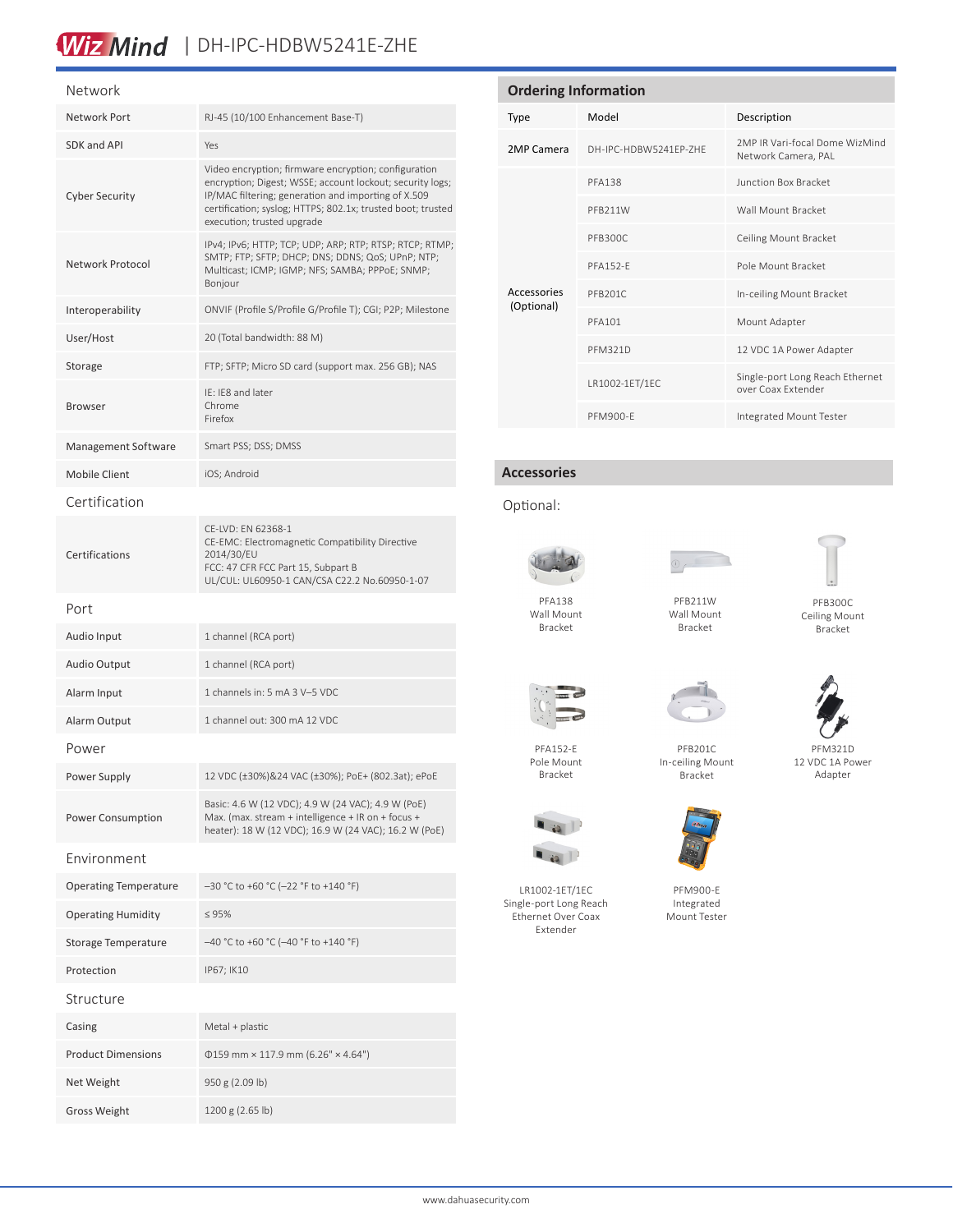## Network

| | |
|---|---|
| Network Port | RJ-45 (10/100 Enhancement Base-T) |
| SDK and API | Yes |
| Cyber Security | Video encryption; firmware encryption; configuration encryption; Digest; WSSE; account lockout; security logs; IP/MAC filtering; generation and importing of X.509 certification; syslog; HTTPS; 802.1x; trusted boot; trusted execution; trusted upgrade |
| Network Protocol | IPv4; IPv6; HTTP; TCP; UDP; ARP; RTP; RTSP; RTCP; RTMP; SMTP; FTP; SFTP; DHCP; DNS; DDNS; QoS; UPnP; NTP; Multicast; ICMP; IGMP; NFS; SAMBA; PPPoE; SNMP; Bonjour |
| Interoperability | ONVIF (Profile S/Profile G/Profile T); CGI; P2P; Milestone |
| User/Host | 20 (Total bandwidth: 88 M) |
| Storage | FTP; SFTP; Micro SD card (support max. 256 GB); NAS |
| Browser | IE: IE8 and later<br>Chrome<br>Firefox |
| Management Software | Smart PSS; DSS; DMSS |
| Mobile Client | iOS; Android |

## Certification

| | |
|---|---|
| Certifications | CE-LVD: EN 62368-1<br>CE-EMC: Electromagnetic Compatibility Directive 2014/30/EU<br>FCC: 47 CFR FCC Part 15, Subpart B<br>UL/CUL: UL60950-1 CAN/CSA C22.2 No.60950-1-07 |

## Port

| | |
|---|---|
| Audio Input | 1 channel (RCA port) |
| Audio Output | 1 channel (RCA port) |
| Alarm Input | 1 channels in: 5 mA 3 V–5 VDC |
| Alarm Output | 1 channel out: 300 mA 12 VDC |

## Power

| | |
|---|---|
| Power Supply | 12 VDC (±30%)&24 VAC (±30%); PoE+ (802.3at); ePoE |
| Power Consumption | Basic: 4.6 W (12 VDC); 4.9 W (24 VAC); 4.9 W (PoE)<br>Max. (max. stream + intelligence + IR on + focus + heater): 18 W (12 VDC); 16.9 W (24 VAC); 16.2 W (PoE) |

## Environment

| | |
|---|---|
| Operating Temperature | –30 °C to +60 °C (–22 °F to +140 °F) |
| Operating Humidity | ≤ 95% |
| Storage Temperature | –40 °C to +60 °C (–40 °F to +140 °F) |
| Protection | IP67; IK10 |

## Structure

| | |
|---|---|
| Casing | Metal + plastic |
| Product Dimensions | Φ159 mm × 117.9 mm (6.26" × 4.64") |
| Net Weight | 950 g (2.09 lb) |
| Gross Weight | 1200 g (2.65 lb) |

## Ordering Information

| Type | Model | Description |
|---|---|---|
| 2MP Camera | DH-IPC-HDBW5241EP-ZHE | 2MP IR Vari-focal Dome WizMind Network Camera, PAL |
| Accessories (Optional) | PFA138 | Junction Box Bracket |
| | PFB211W | Wall Mount Bracket |
| | PFB300C | Ceiling Mount Bracket |
| | PFA152-E | Pole Mount Bracket |
| | PFB201C | In-ceiling Mount Bracket |
| | PFA101 | Mount Adapter |
| | PFM321D | 12 VDC 1A Power Adapter |
| | LR1002-1ET/1EC | Single-port Long Reach Ethernet over Coax Extender |
| | PFM900-E | Integrated Mount Tester |

## Accessories

Optional:

PFA138 Wall Mount Bracket

PFB211W Wall Mount Bracket

PFB300C Ceiling Mount Bracket

PFA152-E Pole Mount Bracket

PFB201C In-ceiling Mount Bracket

PFM321D 12 VDC 1A Power Adapter

LR1002-1ET/1EC Single-port Long Reach Ethernet Over Coax Extender

PFM900-E Integrated Mount Tester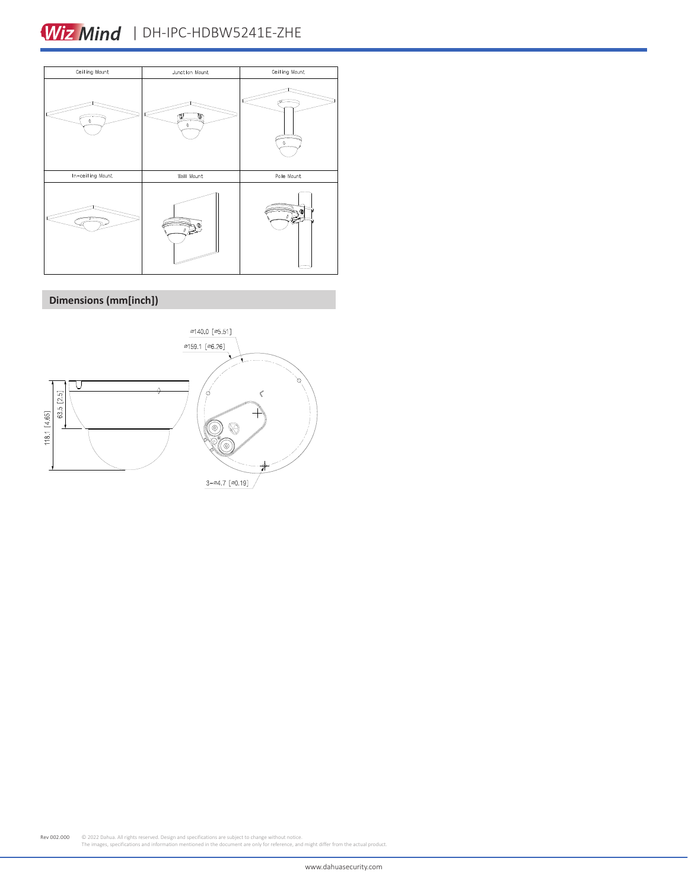| Ceiling Mount | Junction Mount | Ceiling Mount |
|---|---|---|
| | | |
| In-ceiling Mount | Wall Mount | Pole Mount |
| | | |

## Dimensions (mm[inch])

ø140.0 [ø5.51]

ø159.1 [ø6.26]

118.1 [4.65]

63.5 [2.5]

3-ø4.7 [ø0.19]

Rev 002.000

© 2022 Dahua. All rights reserved. Design and specifications are subject to change without notice.
The images, specifications and information mentioned in the document are only for reference, and might differ from the actual product.